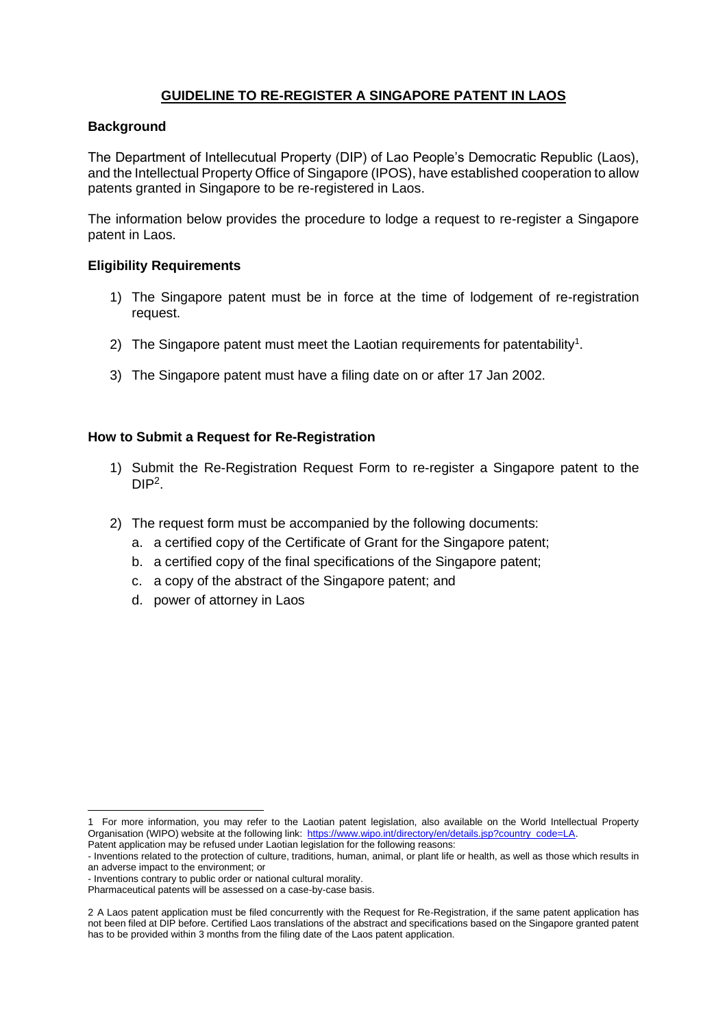# GUIDELINE TO RE-REGISTER A SINGAPORE PATENT IN LAOS

## Background

The Department of Intellecutual Property (DIP) of Lao People's Democratic Republic (Laos), and the Intellectual Property Office of Singapore (IPOS), have established cooperation to allow patents granted in Singapore to be re-registered in Laos.

The information below provides the procedure to lodge a request to re-register a Singapore patent in Laos.

## Eligibility Requirements

1) The Singapore patent must be in force at the time of lodgement of re-registration request.

2) The Singapore patent must meet the Laotian requirements for patentability[1].

3) The Singapore patent must have a filing date on or after 17 Jan 2002.

## How to Submit a Request for Re-Registration

1) Submit the Re-Registration Request Form to re-register a Singapore patent to the DIP[2].

2) The request form must be accompanied by the following documents:
   a. a certified copy of the Certificate of Grant for the Singapore patent;
   b. a certified copy of the final specifications of the Singapore patent;
   c. a copy of the abstract of the Singapore patent; and
   d. power of attorney in Laos

---

1 For more information, you may refer to the Laotian patent legislation, also available on the World Intellectual Property Organisation (WIPO) website at the following link: https://www.wipo.int/directory/en/details.jsp?country_code=LA.
Patent application may be refused under Laotian legislation for the following reasons:
- Inventions related to the protection of culture, traditions, human, animal, or plant life or health, as well as those which results in an adverse impact to the environment; or
- Inventions contrary to public order or national cultural morality.
Pharmaceutical patents will be assessed on a case-by-case basis.

2 A Laos patent application must be filed concurrently with the Request for Re-Registration, if the same patent application has not been filed at DIP before. Certified Laos translations of the abstract and specifications based on the Singapore granted patent has to be provided within 3 months from the filing date of the Laos patent application.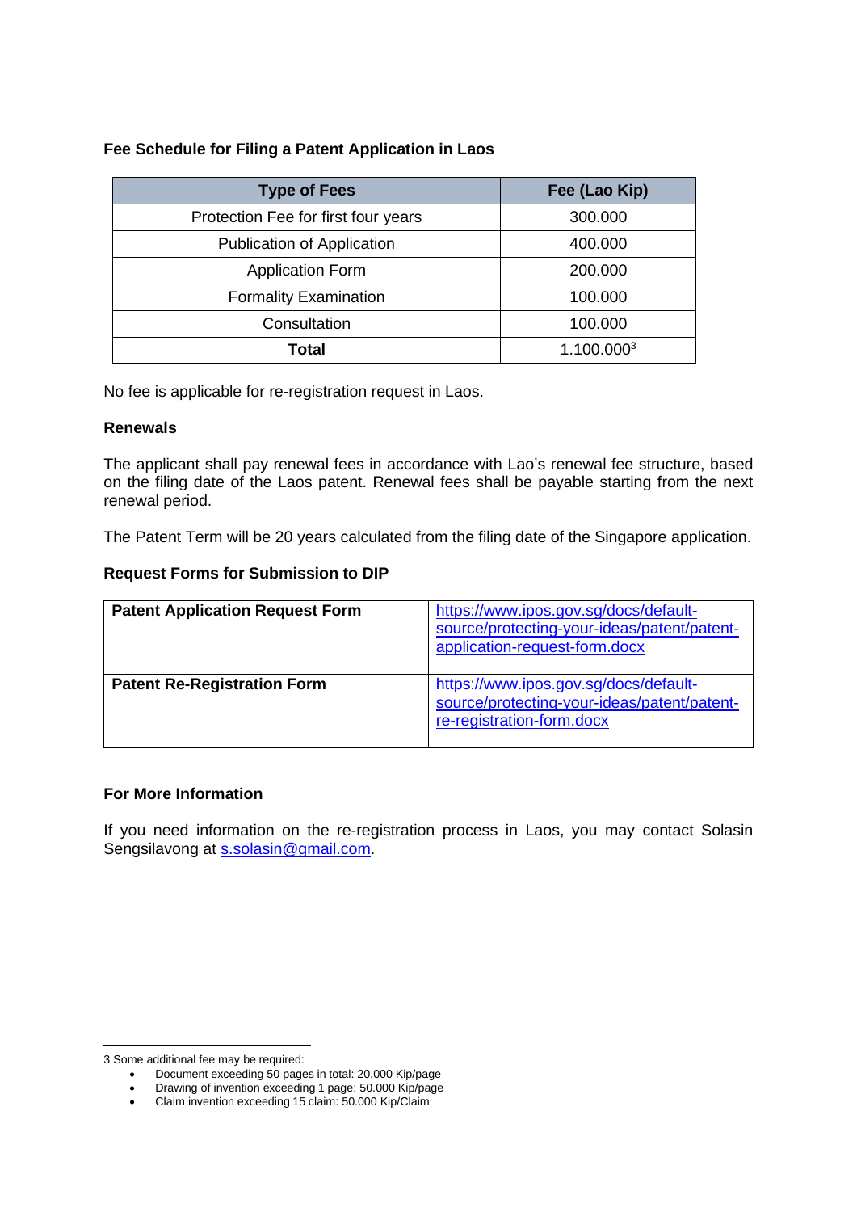**Fee Schedule for Filing a Patent Application in Laos**

| Type of Fees | Fee (Lao Kip) |
| --- | --- |
| Protection Fee for first four years | 300.000 |
| Publication of Application | 400.000 |
| Application Form | 200.000 |
| Formality Examination | 100.000 |
| Consultation | 100.000 |
| **Total** | 1.100.000[3] |

No fee is applicable for re-registration request in Laos.

**Renewals**

The applicant shall pay renewal fees in accordance with Lao's renewal fee structure, based on the filing date of the Laos patent. Renewal fees shall be payable starting from the next renewal period.

The Patent Term will be 20 years calculated from the filing date of the Singapore application.

**Request Forms for Submission to DIP**

| | |
| --- | --- |
| **Patent Application Request Form** | https://www.ipos.gov.sg/docs/default-source/protecting-your-ideas/patent/patent-application-request-form.docx |
| **Patent Re-Registration Form** | https://www.ipos.gov.sg/docs/default-source/protecting-your-ideas/patent/patent-re-registration-form.docx |

**For More Information**

If you need information on the re-registration process in Laos, you may contact Solasin Sengsilavong at s.solasin@gmail.com.

3 Some additional fee may be required:

- Document exceeding 50 pages in total: 20.000 Kip/page
- Drawing of invention exceeding 1 page: 50.000 Kip/page
- Claim invention exceeding 15 claim: 50.000 Kip/Claim